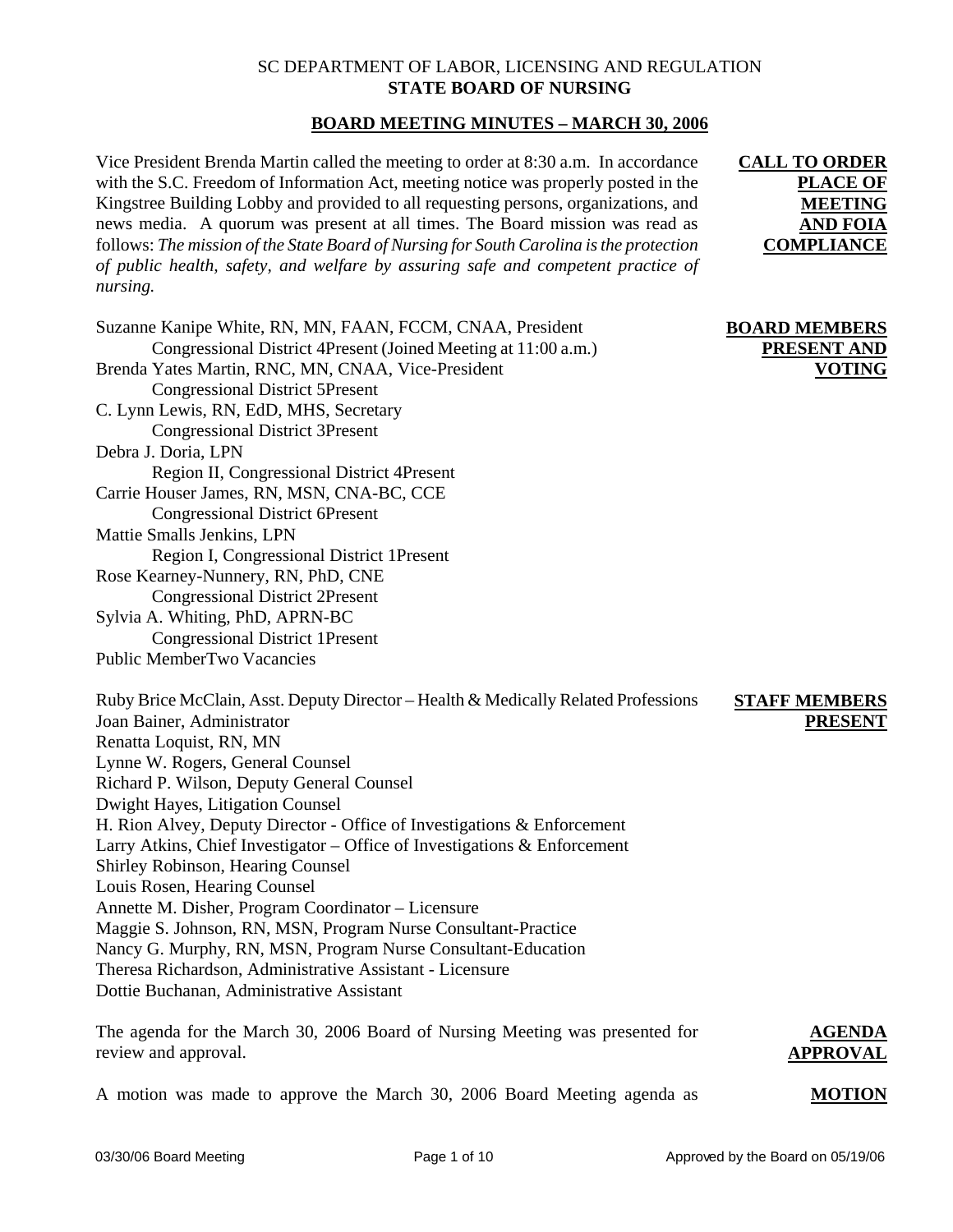SC DEPARTMENT OF LABOR, LICENSING AND REGULATION
**STATE BOARD OF NURSING**

## BOARD MEETING MINUTES – MARCH 30, 2006

**CALL TO ORDER PLACE OF MEETING AND FOIA COMPLIANCE**

Vice President Brenda Martin called the meeting to order at 8:30 a.m. In accordance with the S.C. Freedom of Information Act, meeting notice was properly posted in the Kingstree Building Lobby and provided to all requesting persons, organizations, and news media. A quorum was present at all times. The Board mission was read as follows: *The mission of the State Board of Nursing for South Carolina is the protection of public health, safety, and welfare by assuring safe and competent practice of nursing.*

**BOARD MEMBERS PRESENT AND VOTING**

Suzanne Kanipe White, RN, MN, FAAN, FCCM, CNAA, President
Congressional District 4 Present (Joined Meeting at 11:00 a.m.)
Brenda Yates Martin, RNC, MN, CNAA, Vice-President
Congressional District 5 Present
C. Lynn Lewis, RN, EdD, MHS, Secretary
Congressional District 3 Present
Debra J. Doria, LPN
Region II, Congressional District 4 Present
Carrie Houser James, RN, MSN, CNA-BC, CCE
Congressional District 6 Present
Mattie Smalls Jenkins, LPN
Region I, Congressional District 1 Present
Rose Kearney-Nunnery, RN, PhD, CNE
Congressional District 2 Present
Sylvia A. Whiting, PhD, APRN-BC
Congressional District 1 Present
Public Member Two Vacancies

**STAFF MEMBERS PRESENT**

Ruby Brice McClain, Asst. Deputy Director – Health & Medically Related Professions
Joan Bainer, Administrator
Renatta Loquist, RN, MN
Lynne W. Rogers, General Counsel
Richard P. Wilson, Deputy General Counsel
Dwight Hayes, Litigation Counsel
H. Rion Alvey, Deputy Director - Office of Investigations & Enforcement
Larry Atkins, Chief Investigator – Office of Investigations & Enforcement
Shirley Robinson, Hearing Counsel
Louis Rosen, Hearing Counsel
Annette M. Disher, Program Coordinator – Licensure
Maggie S. Johnson, RN, MSN, Program Nurse Consultant-Practice
Nancy G. Murphy, RN, MSN, Program Nurse Consultant-Education
Theresa Richardson, Administrative Assistant - Licensure
Dottie Buchanan, Administrative Assistant

**AGENDA APPROVAL**

The agenda for the March 30, 2006 Board of Nursing Meeting was presented for review and approval.

**MOTION**

A motion was made to approve the March 30, 2006 Board Meeting agenda as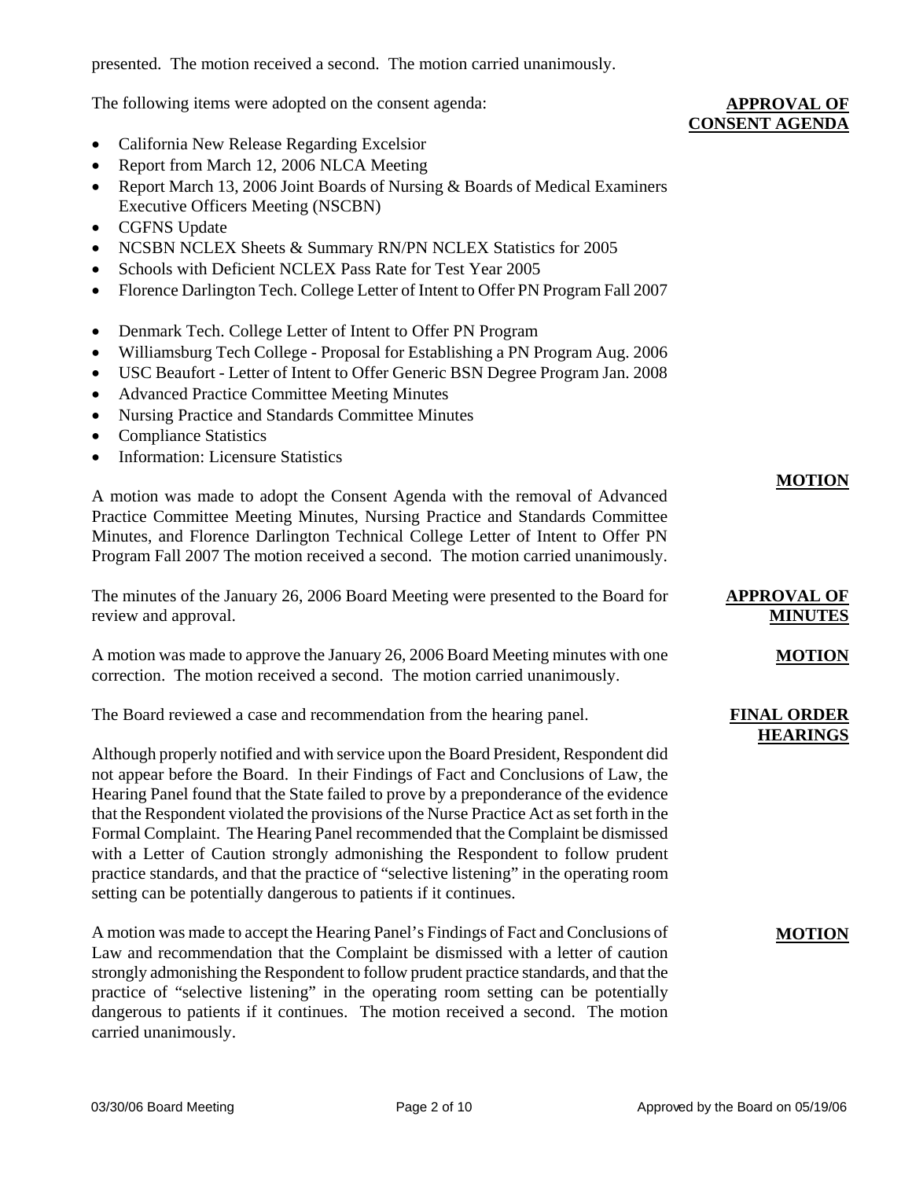presented. The motion received a second. The motion carried unanimously.

**APPROVAL OF CONSENT AGENDA**

The following items were adopted on the consent agenda:

- California New Release Regarding Excelsior
- Report from March 12, 2006 NLCA Meeting
- Report March 13, 2006 Joint Boards of Nursing & Boards of Medical Examiners Executive Officers Meeting (NSCBN)
- CGFNS Update
- NCSBN NCLEX Sheets & Summary RN/PN NCLEX Statistics for 2005
- Schools with Deficient NCLEX Pass Rate for Test Year 2005
- Florence Darlington Tech. College Letter of Intent to Offer PN Program Fall 2007
- Denmark Tech. College Letter of Intent to Offer PN Program
- Williamsburg Tech College - Proposal for Establishing a PN Program Aug. 2006
- USC Beaufort - Letter of Intent to Offer Generic BSN Degree Program Jan. 2008
- Advanced Practice Committee Meeting Minutes
- Nursing Practice and Standards Committee Minutes
- Compliance Statistics
- Information: Licensure Statistics

**MOTION**

A motion was made to adopt the Consent Agenda with the removal of Advanced Practice Committee Meeting Minutes, Nursing Practice and Standards Committee Minutes, and Florence Darlington Technical College Letter of Intent to Offer PN Program Fall 2007 The motion received a second. The motion carried unanimously.

**APPROVAL OF MINUTES**

The minutes of the January 26, 2006 Board Meeting were presented to the Board for review and approval.

**MOTION**

A motion was made to approve the January 26, 2006 Board Meeting minutes with one correction. The motion received a second. The motion carried unanimously.

**FINAL ORDER HEARINGS**

The Board reviewed a case and recommendation from the hearing panel.

Although properly notified and with service upon the Board President, Respondent did not appear before the Board. In their Findings of Fact and Conclusions of Law, the Hearing Panel found that the State failed to prove by a preponderance of the evidence that the Respondent violated the provisions of the Nurse Practice Act as set forth in the Formal Complaint. The Hearing Panel recommended that the Complaint be dismissed with a Letter of Caution strongly admonishing the Respondent to follow prudent practice standards, and that the practice of "selective listening" in the operating room setting can be potentially dangerous to patients if it continues.

**MOTION**

A motion was made to accept the Hearing Panel's Findings of Fact and Conclusions of Law and recommendation that the Complaint be dismissed with a letter of caution strongly admonishing the Respondent to follow prudent practice standards, and that the practice of "selective listening" in the operating room setting can be potentially dangerous to patients if it continues. The motion received a second. The motion carried unanimously.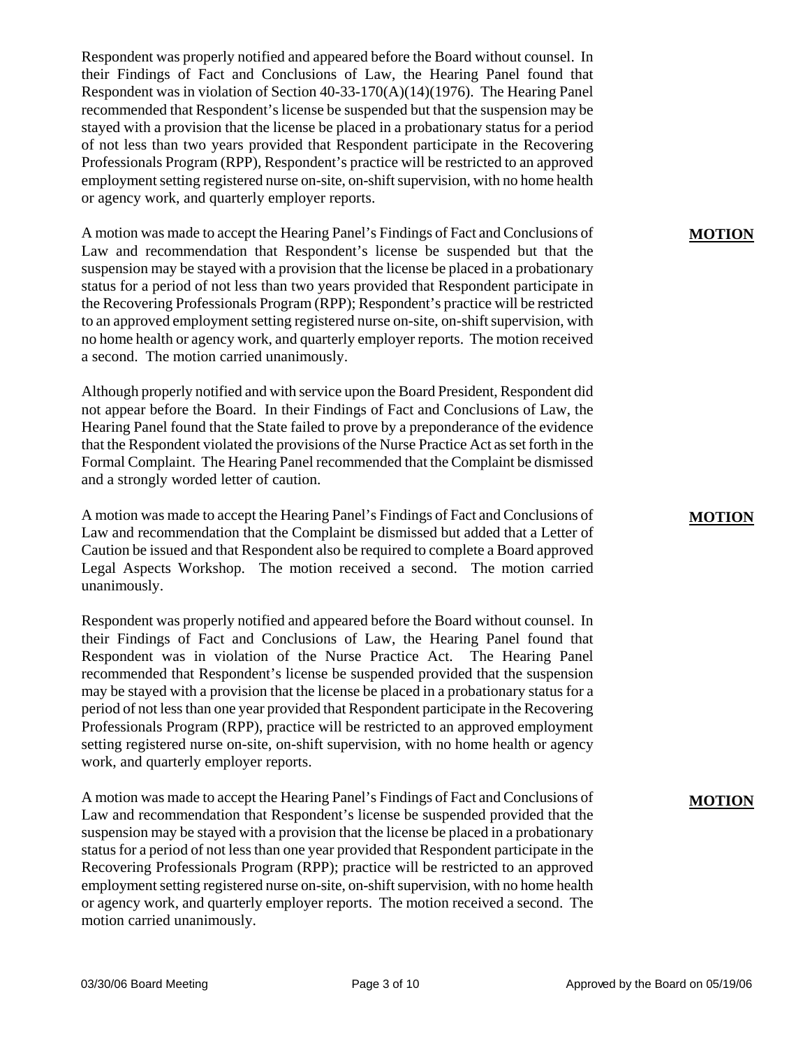Respondent was properly notified and appeared before the Board without counsel. In their Findings of Fact and Conclusions of Law, the Hearing Panel found that Respondent was in violation of Section 40-33-170(A)(14)(1976). The Hearing Panel recommended that Respondent's license be suspended but that the suspension may be stayed with a provision that the license be placed in a probationary status for a period of not less than two years provided that Respondent participate in the Recovering Professionals Program (RPP), Respondent's practice will be restricted to an approved employment setting registered nurse on-site, on-shift supervision, with no home health or agency work, and quarterly employer reports.

**MOTION**

A motion was made to accept the Hearing Panel's Findings of Fact and Conclusions of Law and recommendation that Respondent's license be suspended but that the suspension may be stayed with a provision that the license be placed in a probationary status for a period of not less than two years provided that Respondent participate in the Recovering Professionals Program (RPP); Respondent's practice will be restricted to an approved employment setting registered nurse on-site, on-shift supervision, with no home health or agency work, and quarterly employer reports. The motion received a second. The motion carried unanimously.

Although properly notified and with service upon the Board President, Respondent did not appear before the Board. In their Findings of Fact and Conclusions of Law, the Hearing Panel found that the State failed to prove by a preponderance of the evidence that the Respondent violated the provisions of the Nurse Practice Act as set forth in the Formal Complaint. The Hearing Panel recommended that the Complaint be dismissed and a strongly worded letter of caution.

**MOTION**

A motion was made to accept the Hearing Panel's Findings of Fact and Conclusions of Law and recommendation that the Complaint be dismissed but added that a Letter of Caution be issued and that Respondent also be required to complete a Board approved Legal Aspects Workshop. The motion received a second. The motion carried unanimously.

Respondent was properly notified and appeared before the Board without counsel. In their Findings of Fact and Conclusions of Law, the Hearing Panel found that Respondent was in violation of the Nurse Practice Act. The Hearing Panel recommended that Respondent's license be suspended provided that the suspension may be stayed with a provision that the license be placed in a probationary status for a period of not less than one year provided that Respondent participate in the Recovering Professionals Program (RPP), practice will be restricted to an approved employment setting registered nurse on-site, on-shift supervision, with no home health or agency work, and quarterly employer reports.

**MOTION**

A motion was made to accept the Hearing Panel's Findings of Fact and Conclusions of Law and recommendation that Respondent's license be suspended provided that the suspension may be stayed with a provision that the license be placed in a probationary status for a period of not less than one year provided that Respondent participate in the Recovering Professionals Program (RPP); practice will be restricted to an approved employment setting registered nurse on-site, on-shift supervision, with no home health or agency work, and quarterly employer reports. The motion received a second. The motion carried unanimously.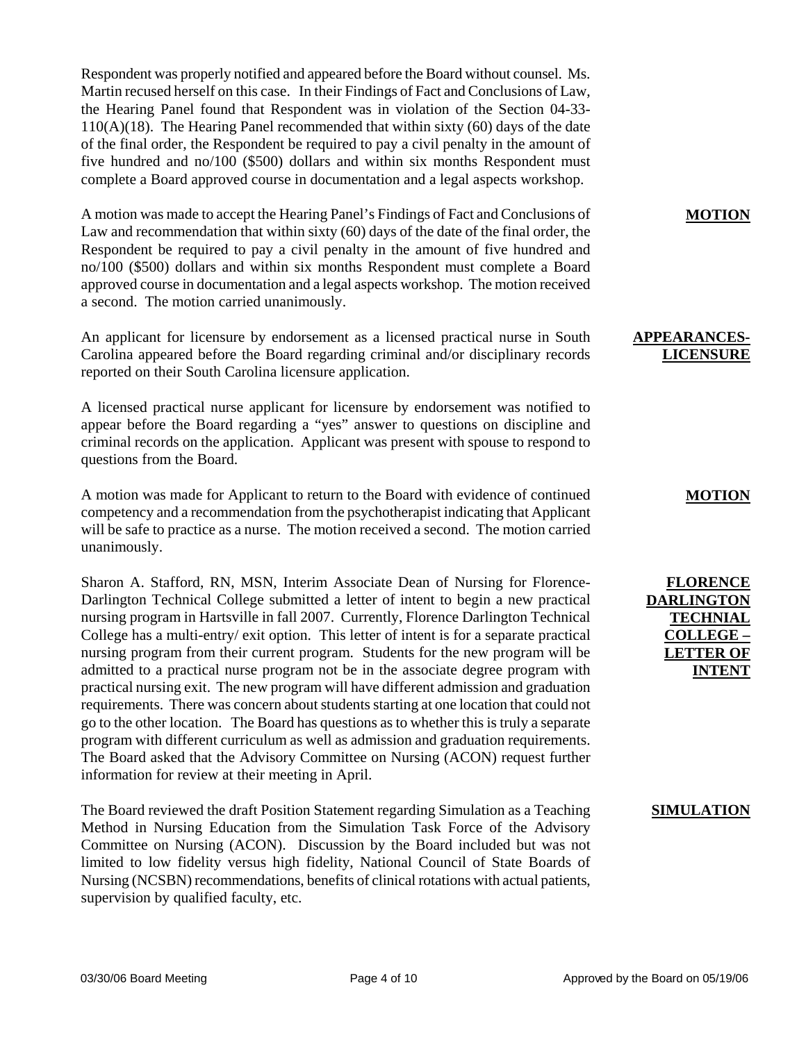Respondent was properly notified and appeared before the Board without counsel. Ms. Martin recused herself on this case. In their Findings of Fact and Conclusions of Law, the Hearing Panel found that Respondent was in violation of the Section 04-33-110(A)(18). The Hearing Panel recommended that within sixty (60) days of the date of the final order, the Respondent be required to pay a civil penalty in the amount of five hundred and no/100 ($500) dollars and within six months Respondent must complete a Board approved course in documentation and a legal aspects workshop.

**MOTION**

A motion was made to accept the Hearing Panel's Findings of Fact and Conclusions of Law and recommendation that within sixty (60) days of the date of the final order, the Respondent be required to pay a civil penalty in the amount of five hundred and no/100 ($500) dollars and within six months Respondent must complete a Board approved course in documentation and a legal aspects workshop. The motion received a second. The motion carried unanimously.

**APPEARANCES-LICENSURE**

An applicant for licensure by endorsement as a licensed practical nurse in South Carolina appeared before the Board regarding criminal and/or disciplinary records reported on their South Carolina licensure application.

A licensed practical nurse applicant for licensure by endorsement was notified to appear before the Board regarding a "yes" answer to questions on discipline and criminal records on the application. Applicant was present with spouse to respond to questions from the Board.

**MOTION**

A motion was made for Applicant to return to the Board with evidence of continued competency and a recommendation from the psychotherapist indicating that Applicant will be safe to practice as a nurse. The motion received a second. The motion carried unanimously.

**FLORENCE DARLINGTON TECHNIAL COLLEGE – LETTER OF INTENT**

Sharon A. Stafford, RN, MSN, Interim Associate Dean of Nursing for Florence-Darlington Technical College submitted a letter of intent to begin a new practical nursing program in Hartsville in fall 2007. Currently, Florence Darlington Technical College has a multi-entry/ exit option. This letter of intent is for a separate practical nursing program from their current program. Students for the new program will be admitted to a practical nurse program not be in the associate degree program with practical nursing exit. The new program will have different admission and graduation requirements. There was concern about students starting at one location that could not go to the other location. The Board has questions as to whether this is truly a separate program with different curriculum as well as admission and graduation requirements. The Board asked that the Advisory Committee on Nursing (ACON) request further information for review at their meeting in April.

**SIMULATION**

The Board reviewed the draft Position Statement regarding Simulation as a Teaching Method in Nursing Education from the Simulation Task Force of the Advisory Committee on Nursing (ACON). Discussion by the Board included but was not limited to low fidelity versus high fidelity, National Council of State Boards of Nursing (NCSBN) recommendations, benefits of clinical rotations with actual patients, supervision by qualified faculty, etc.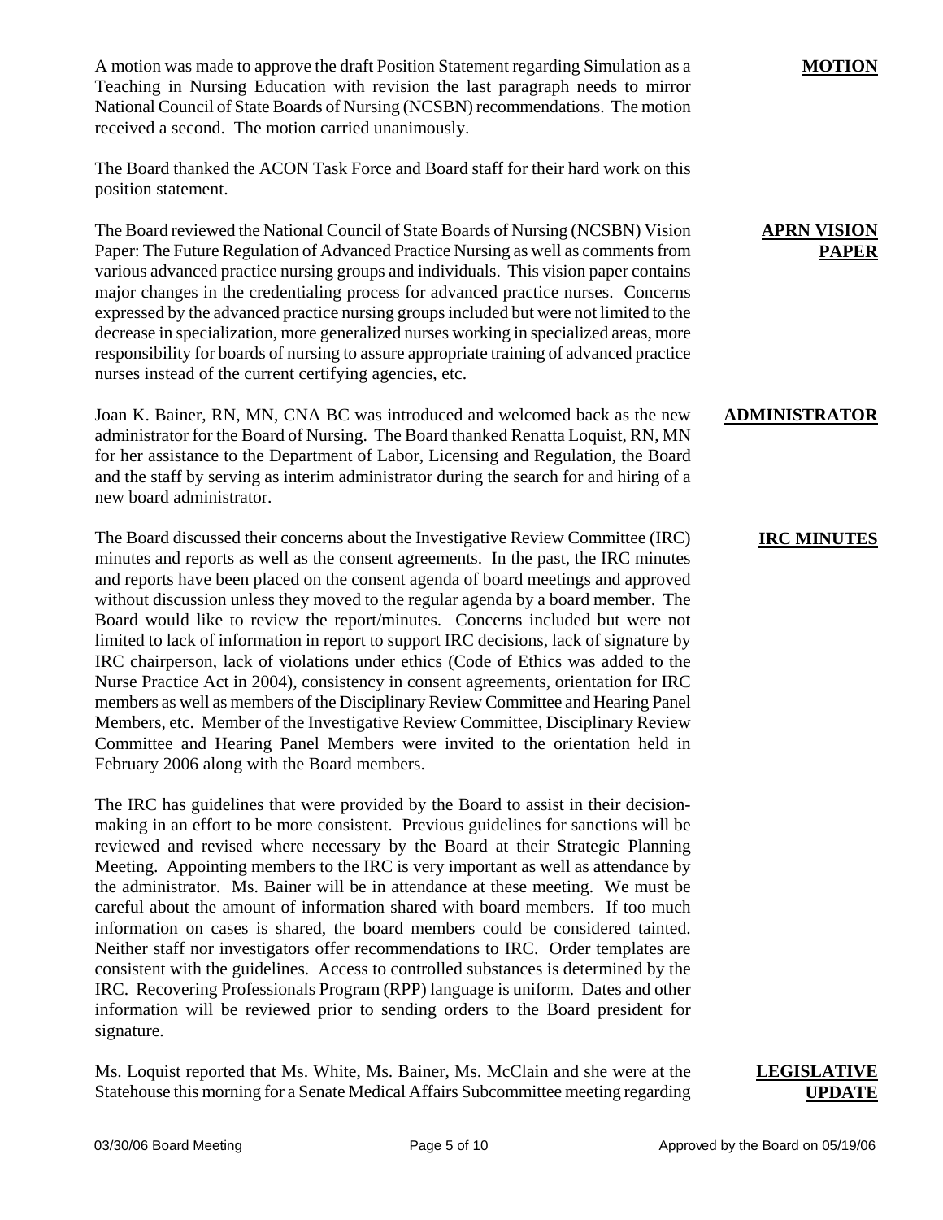**MOTION**

A motion was made to approve the draft Position Statement regarding Simulation as a Teaching in Nursing Education with revision the last paragraph needs to mirror National Council of State Boards of Nursing (NCSBN) recommendations. The motion received a second. The motion carried unanimously.

The Board thanked the ACON Task Force and Board staff for their hard work on this position statement.

**APRN VISION PAPER**

The Board reviewed the National Council of State Boards of Nursing (NCSBN) Vision Paper: The Future Regulation of Advanced Practice Nursing as well as comments from various advanced practice nursing groups and individuals. This vision paper contains major changes in the credentialing process for advanced practice nurses. Concerns expressed by the advanced practice nursing groups included but were not limited to the decrease in specialization, more generalized nurses working in specialized areas, more responsibility for boards of nursing to assure appropriate training of advanced practice nurses instead of the current certifying agencies, etc.

**ADMINISTRATOR**

Joan K. Bainer, RN, MN, CNA BC was introduced and welcomed back as the new administrator for the Board of Nursing. The Board thanked Renatta Loquist, RN, MN for her assistance to the Department of Labor, Licensing and Regulation, the Board and the staff by serving as interim administrator during the search for and hiring of a new board administrator.

**IRC MINUTES**

The Board discussed their concerns about the Investigative Review Committee (IRC) minutes and reports as well as the consent agreements. In the past, the IRC minutes and reports have been placed on the consent agenda of board meetings and approved without discussion unless they moved to the regular agenda by a board member. The Board would like to review the report/minutes. Concerns included but were not limited to lack of information in report to support IRC decisions, lack of signature by IRC chairperson, lack of violations under ethics (Code of Ethics was added to the Nurse Practice Act in 2004), consistency in consent agreements, orientation for IRC members as well as members of the Disciplinary Review Committee and Hearing Panel Members, etc. Member of the Investigative Review Committee, Disciplinary Review Committee and Hearing Panel Members were invited to the orientation held in February 2006 along with the Board members.

The IRC has guidelines that were provided by the Board to assist in their decision-making in an effort to be more consistent. Previous guidelines for sanctions will be reviewed and revised where necessary by the Board at their Strategic Planning Meeting. Appointing members to the IRC is very important as well as attendance by the administrator. Ms. Bainer will be in attendance at these meeting. We must be careful about the amount of information shared with board members. If too much information on cases is shared, the board members could be considered tainted. Neither staff nor investigators offer recommendations to IRC. Order templates are consistent with the guidelines. Access to controlled substances is determined by the IRC. Recovering Professionals Program (RPP) language is uniform. Dates and other information will be reviewed prior to sending orders to the Board president for signature.

**LEGISLATIVE UPDATE**

Ms. Loquist reported that Ms. White, Ms. Bainer, Ms. McClain and she were at the Statehouse this morning for a Senate Medical Affairs Subcommittee meeting regarding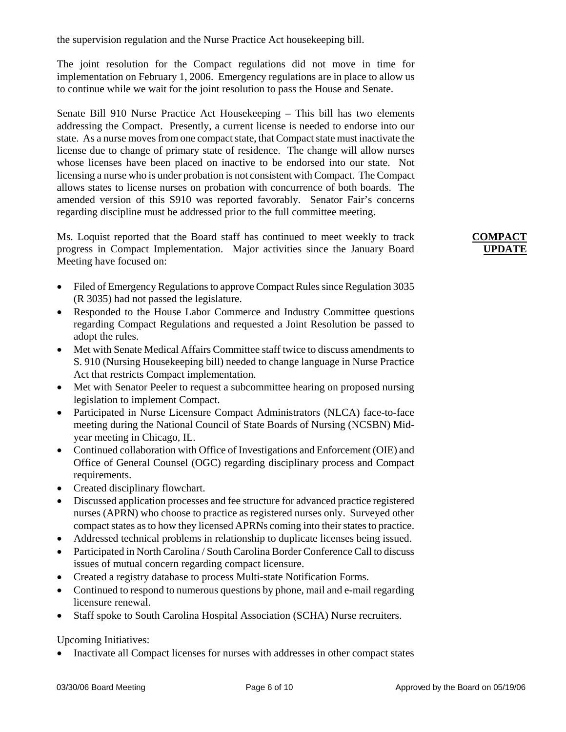the supervision regulation and the Nurse Practice Act housekeeping bill.

The joint resolution for the Compact regulations did not move in time for implementation on February 1, 2006. Emergency regulations are in place to allow us to continue while we wait for the joint resolution to pass the House and Senate.

Senate Bill 910 Nurse Practice Act Housekeeping – This bill has two elements addressing the Compact. Presently, a current license is needed to endorse into our state. As a nurse moves from one compact state, that Compact state must inactivate the license due to change of primary state of residence. The change will allow nurses whose licenses have been placed on inactive to be endorsed into our state. Not licensing a nurse who is under probation is not consistent with Compact. The Compact allows states to license nurses on probation with concurrence of both boards. The amended version of this S910 was reported favorably. Senator Fair's concerns regarding discipline must be addressed prior to the full committee meeting.

**COMPACT UPDATE**

Ms. Loquist reported that the Board staff has continued to meet weekly to track progress in Compact Implementation. Major activities since the January Board Meeting have focused on:

- Filed of Emergency Regulations to approve Compact Rules since Regulation 3035 (R 3035) had not passed the legislature.
- Responded to the House Labor Commerce and Industry Committee questions regarding Compact Regulations and requested a Joint Resolution be passed to adopt the rules.
- Met with Senate Medical Affairs Committee staff twice to discuss amendments to S. 910 (Nursing Housekeeping bill) needed to change language in Nurse Practice Act that restricts Compact implementation.
- Met with Senator Peeler to request a subcommittee hearing on proposed nursing legislation to implement Compact.
- Participated in Nurse Licensure Compact Administrators (NLCA) face-to-face meeting during the National Council of State Boards of Nursing (NCSBN) Mid-year meeting in Chicago, IL.
- Continued collaboration with Office of Investigations and Enforcement (OIE) and Office of General Counsel (OGC) regarding disciplinary process and Compact requirements.
- Created disciplinary flowchart.
- Discussed application processes and fee structure for advanced practice registered nurses (APRN) who choose to practice as registered nurses only. Surveyed other compact states as to how they licensed APRNs coming into their states to practice.
- Addressed technical problems in relationship to duplicate licenses being issued.
- Participated in North Carolina / South Carolina Border Conference Call to discuss issues of mutual concern regarding compact licensure.
- Created a registry database to process Multi-state Notification Forms.
- Continued to respond to numerous questions by phone, mail and e-mail regarding licensure renewal.
- Staff spoke to South Carolina Hospital Association (SCHA) Nurse recruiters.

Upcoming Initiatives:

- Inactivate all Compact licenses for nurses with addresses in other compact states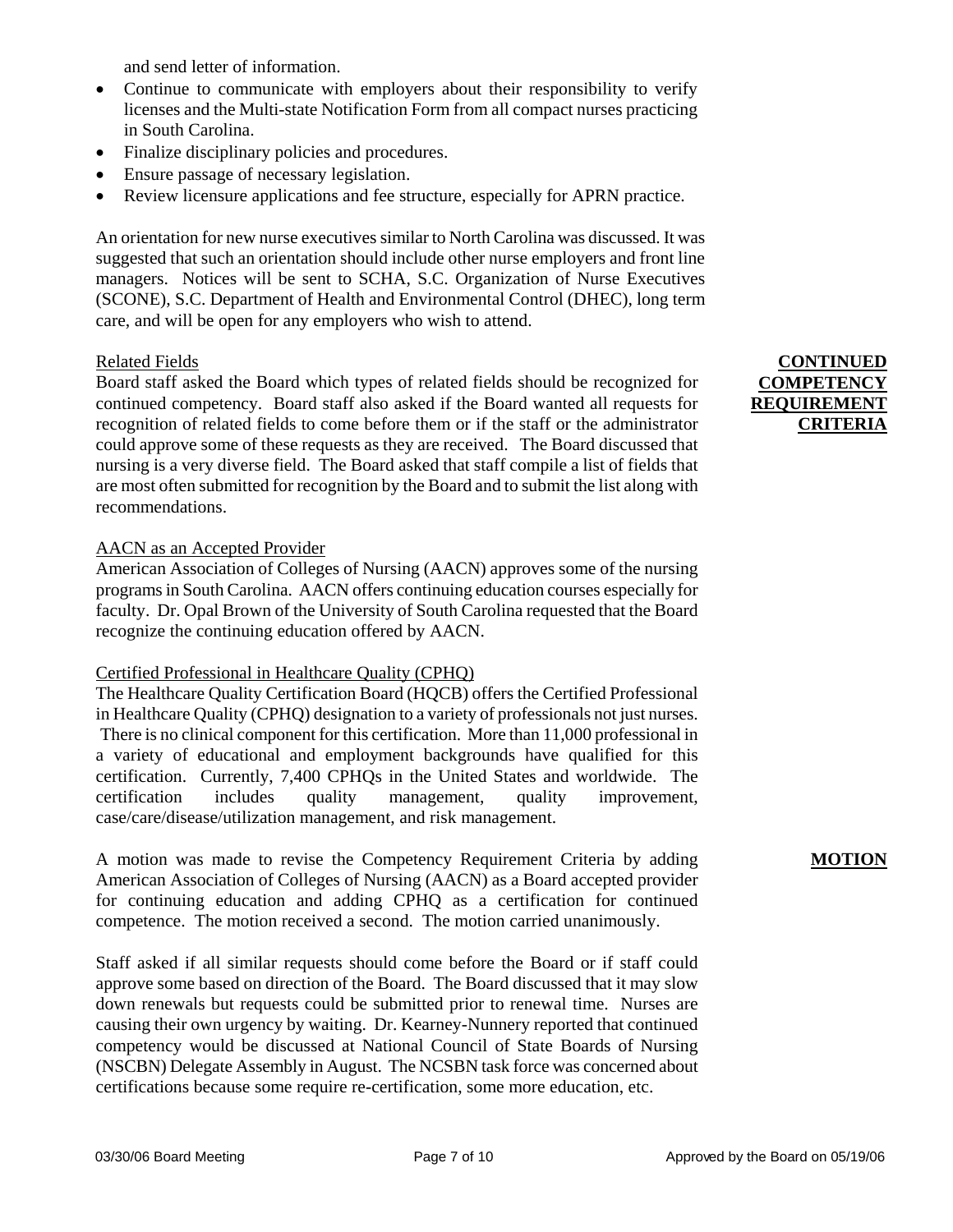and send letter of information.

- Continue to communicate with employers about their responsibility to verify licenses and the Multi-state Notification Form from all compact nurses practicing in South Carolina.
- Finalize disciplinary policies and procedures.
- Ensure passage of necessary legislation.
- Review licensure applications and fee structure, especially for APRN practice.

An orientation for new nurse executives similar to North Carolina was discussed. It was suggested that such an orientation should include other nurse employers and front line managers. Notices will be sent to SCHA, S.C. Organization of Nurse Executives (SCONE), S.C. Department of Health and Environmental Control (DHEC), long term care, and will be open for any employers who wish to attend.

**CONTINUED COMPETENCY REQUIREMENT CRITERIA**

Related Fields

Board staff asked the Board which types of related fields should be recognized for continued competency. Board staff also asked if the Board wanted all requests for recognition of related fields to come before them or if the staff or the administrator could approve some of these requests as they are received. The Board discussed that nursing is a very diverse field. The Board asked that staff compile a list of fields that are most often submitted for recognition by the Board and to submit the list along with recommendations.

AACN as an Accepted Provider

American Association of Colleges of Nursing (AACN) approves some of the nursing programs in South Carolina. AACN offers continuing education courses especially for faculty. Dr. Opal Brown of the University of South Carolina requested that the Board recognize the continuing education offered by AACN.

Certified Professional in Healthcare Quality (CPHQ)

The Healthcare Quality Certification Board (HQCB) offers the Certified Professional in Healthcare Quality (CPHQ) designation to a variety of professionals not just nurses. There is no clinical component for this certification. More than 11,000 professional in a variety of educational and employment backgrounds have qualified for this certification. Currently, 7,400 CPHQs in the United States and worldwide. The certification includes quality management, quality improvement, case/care/disease/utilization management, and risk management.

**MOTION**

A motion was made to revise the Competency Requirement Criteria by adding American Association of Colleges of Nursing (AACN) as a Board accepted provider for continuing education and adding CPHQ as a certification for continued competence. The motion received a second. The motion carried unanimously.

Staff asked if all similar requests should come before the Board or if staff could approve some based on direction of the Board. The Board discussed that it may slow down renewals but requests could be submitted prior to renewal time. Nurses are causing their own urgency by waiting. Dr. Kearney-Nunnery reported that continued competency would be discussed at National Council of State Boards of Nursing (NSCBN) Delegate Assembly in August. The NCSBN task force was concerned about certifications because some require re-certification, some more education, etc.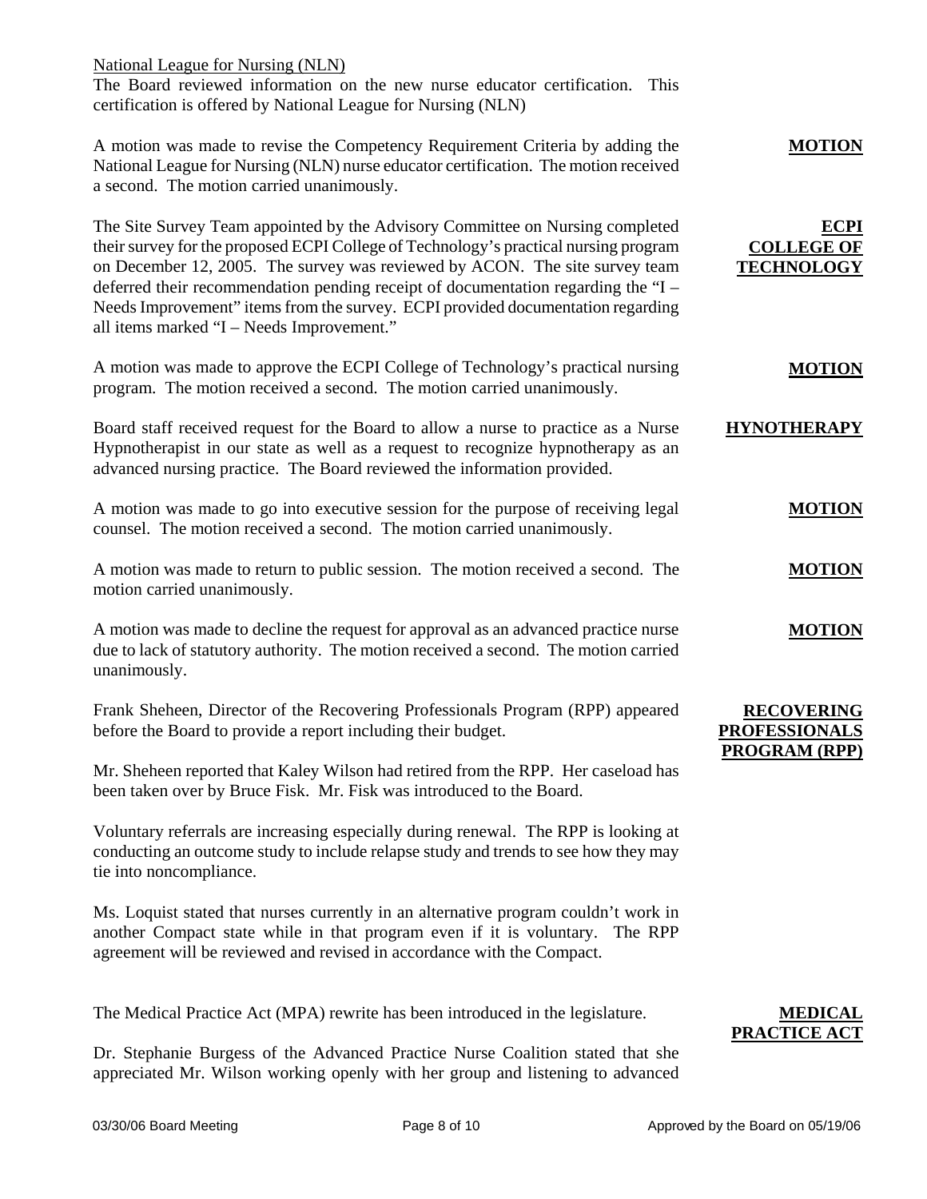National League for Nursing (NLN)

The Board reviewed information on the new nurse educator certification. This certification is offered by National League for Nursing (NLN)

**MOTION**

A motion was made to revise the Competency Requirement Criteria by adding the National League for Nursing (NLN) nurse educator certification. The motion received a second. The motion carried unanimously.

**ECPI COLLEGE OF TECHNOLOGY**

The Site Survey Team appointed by the Advisory Committee on Nursing completed their survey for the proposed ECPI College of Technology's practical nursing program on December 12, 2005. The survey was reviewed by ACON. The site survey team deferred their recommendation pending receipt of documentation regarding the "I – Needs Improvement" items from the survey. ECPI provided documentation regarding all items marked "I – Needs Improvement."

**MOTION**

A motion was made to approve the ECPI College of Technology's practical nursing program. The motion received a second. The motion carried unanimously.

**HYNOTHERAPY**

Board staff received request for the Board to allow a nurse to practice as a Nurse Hypnotherapist in our state as well as a request to recognize hypnotherapy as an advanced nursing practice. The Board reviewed the information provided.

**MOTION**

A motion was made to go into executive session for the purpose of receiving legal counsel. The motion received a second. The motion carried unanimously.

**MOTION**

A motion was made to return to public session. The motion received a second. The motion carried unanimously.

**MOTION**

A motion was made to decline the request for approval as an advanced practice nurse due to lack of statutory authority. The motion received a second. The motion carried unanimously.

**RECOVERING PROFESSIONALS PROGRAM (RPP)**

Frank Sheheen, Director of the Recovering Professionals Program (RPP) appeared before the Board to provide a report including their budget.

Mr. Sheheen reported that Kaley Wilson had retired from the RPP. Her caseload has been taken over by Bruce Fisk. Mr. Fisk was introduced to the Board.

Voluntary referrals are increasing especially during renewal. The RPP is looking at conducting an outcome study to include relapse study and trends to see how they may tie into noncompliance.

Ms. Loquist stated that nurses currently in an alternative program couldn't work in another Compact state while in that program even if it is voluntary. The RPP agreement will be reviewed and revised in accordance with the Compact.

**MEDICAL PRACTICE ACT**

The Medical Practice Act (MPA) rewrite has been introduced in the legislature.

Dr. Stephanie Burgess of the Advanced Practice Nurse Coalition stated that she appreciated Mr. Wilson working openly with her group and listening to advanced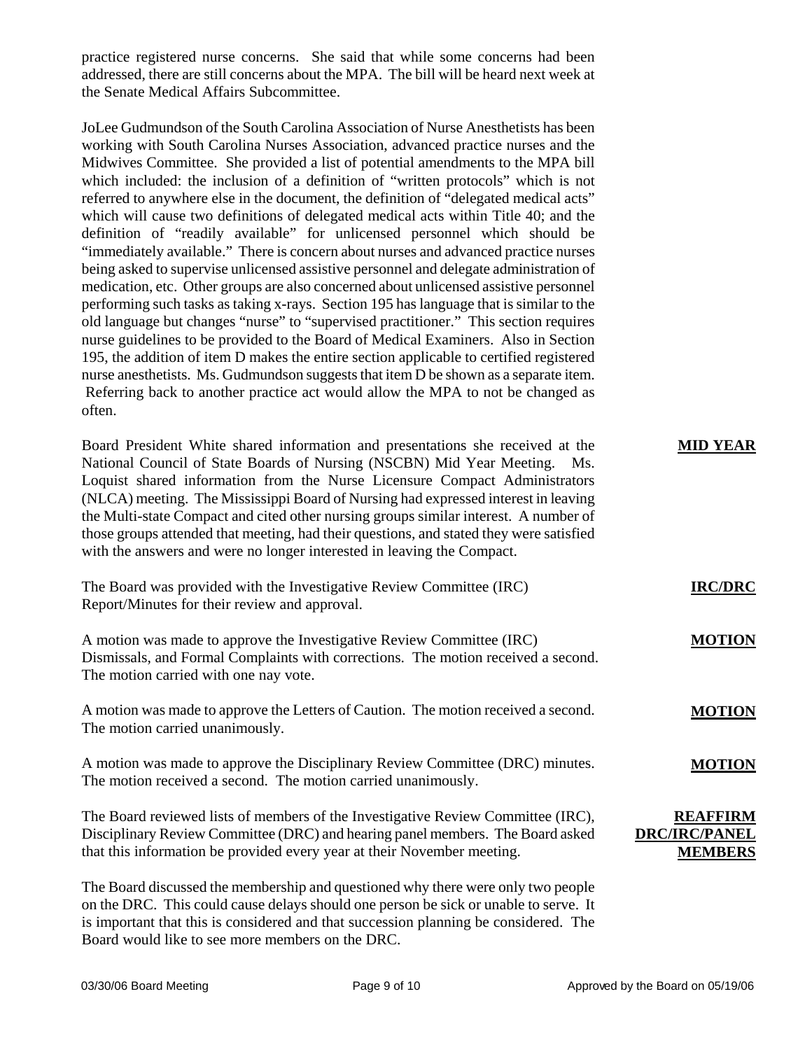practice registered nurse concerns. She said that while some concerns had been addressed, there are still concerns about the MPA. The bill will be heard next week at the Senate Medical Affairs Subcommittee.

JoLee Gudmundson of the South Carolina Association of Nurse Anesthetists has been working with South Carolina Nurses Association, advanced practice nurses and the Midwives Committee. She provided a list of potential amendments to the MPA bill which included: the inclusion of a definition of "written protocols" which is not referred to anywhere else in the document, the definition of "delegated medical acts" which will cause two definitions of delegated medical acts within Title 40; and the definition of "readily available" for unlicensed personnel which should be "immediately available." There is concern about nurses and advanced practice nurses being asked to supervise unlicensed assistive personnel and delegate administration of medication, etc. Other groups are also concerned about unlicensed assistive personnel performing such tasks as taking x-rays. Section 195 has language that is similar to the old language but changes "nurse" to "supervised practitioner." This section requires nurse guidelines to be provided to the Board of Medical Examiners. Also in Section 195, the addition of item D makes the entire section applicable to certified registered nurse anesthetists. Ms. Gudmundson suggests that item D be shown as a separate item. Referring back to another practice act would allow the MPA to not be changed as often.

**MID YEAR**

Board President White shared information and presentations she received at the National Council of State Boards of Nursing (NSCBN) Mid Year Meeting. Ms. Loquist shared information from the Nurse Licensure Compact Administrators (NLCA) meeting. The Mississippi Board of Nursing had expressed interest in leaving the Multi-state Compact and cited other nursing groups similar interest. A number of those groups attended that meeting, had their questions, and stated they were satisfied with the answers and were no longer interested in leaving the Compact.

**IRC/DRC**

The Board was provided with the Investigative Review Committee (IRC) Report/Minutes for their review and approval.

**MOTION**

A motion was made to approve the Investigative Review Committee (IRC) Dismissals, and Formal Complaints with corrections. The motion received a second. The motion carried with one nay vote.

**MOTION**

A motion was made to approve the Letters of Caution. The motion received a second. The motion carried unanimously.

**MOTION**

A motion was made to approve the Disciplinary Review Committee (DRC) minutes. The motion received a second. The motion carried unanimously.

**REAFFIRM DRC/IRC/PANEL MEMBERS**

The Board reviewed lists of members of the Investigative Review Committee (IRC), Disciplinary Review Committee (DRC) and hearing panel members. The Board asked that this information be provided every year at their November meeting.

The Board discussed the membership and questioned why there were only two people on the DRC. This could cause delays should one person be sick or unable to serve. It is important that this is considered and that succession planning be considered. The Board would like to see more members on the DRC.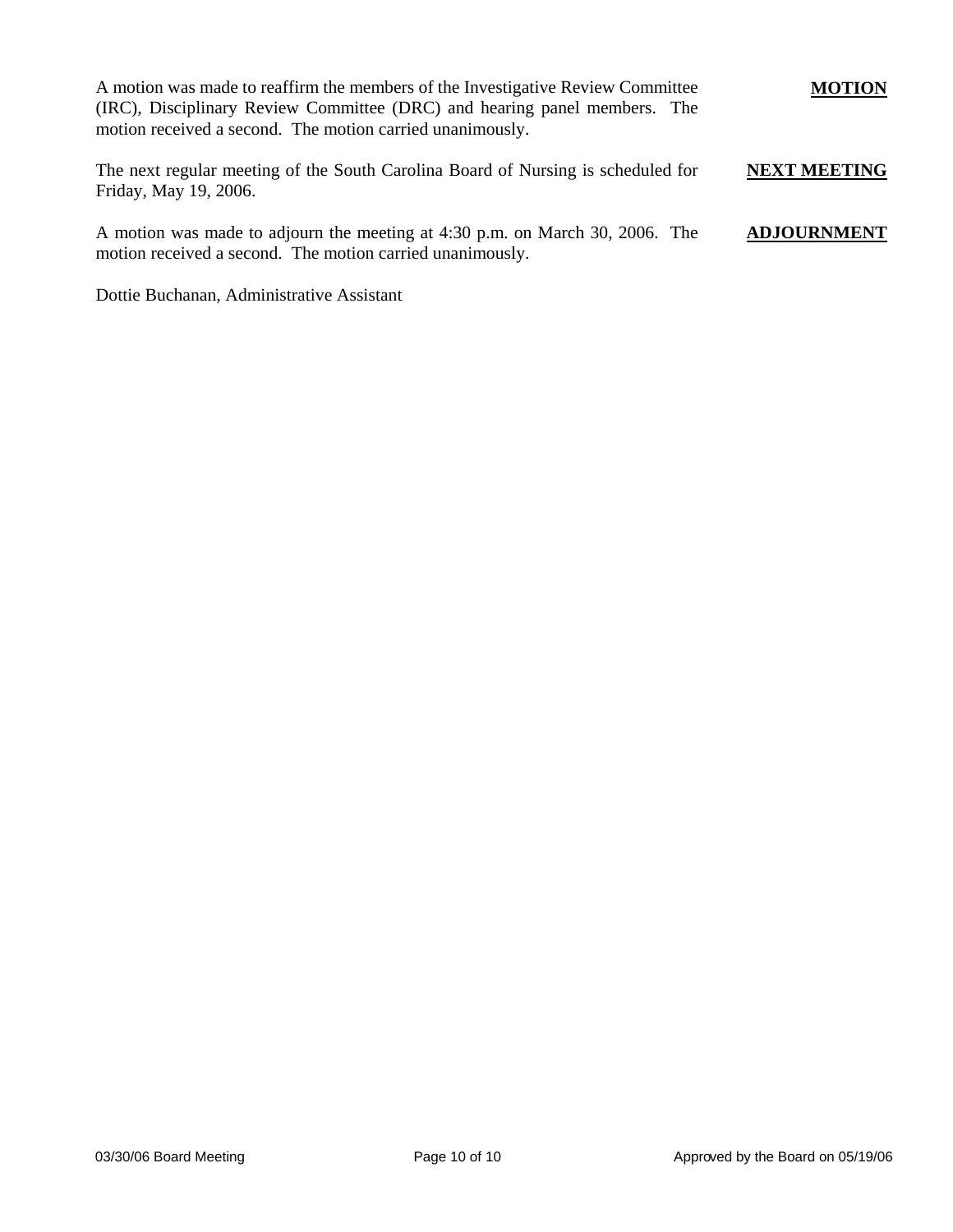**MOTION**

A motion was made to reaffirm the members of the Investigative Review Committee (IRC), Disciplinary Review Committee (DRC) and hearing panel members. The motion received a second. The motion carried unanimously.

**NEXT MEETING**

The next regular meeting of the South Carolina Board of Nursing is scheduled for Friday, May 19, 2006.

**ADJOURNMENT**

A motion was made to adjourn the meeting at 4:30 p.m. on March 30, 2006. The motion received a second. The motion carried unanimously.

Dottie Buchanan, Administrative Assistant